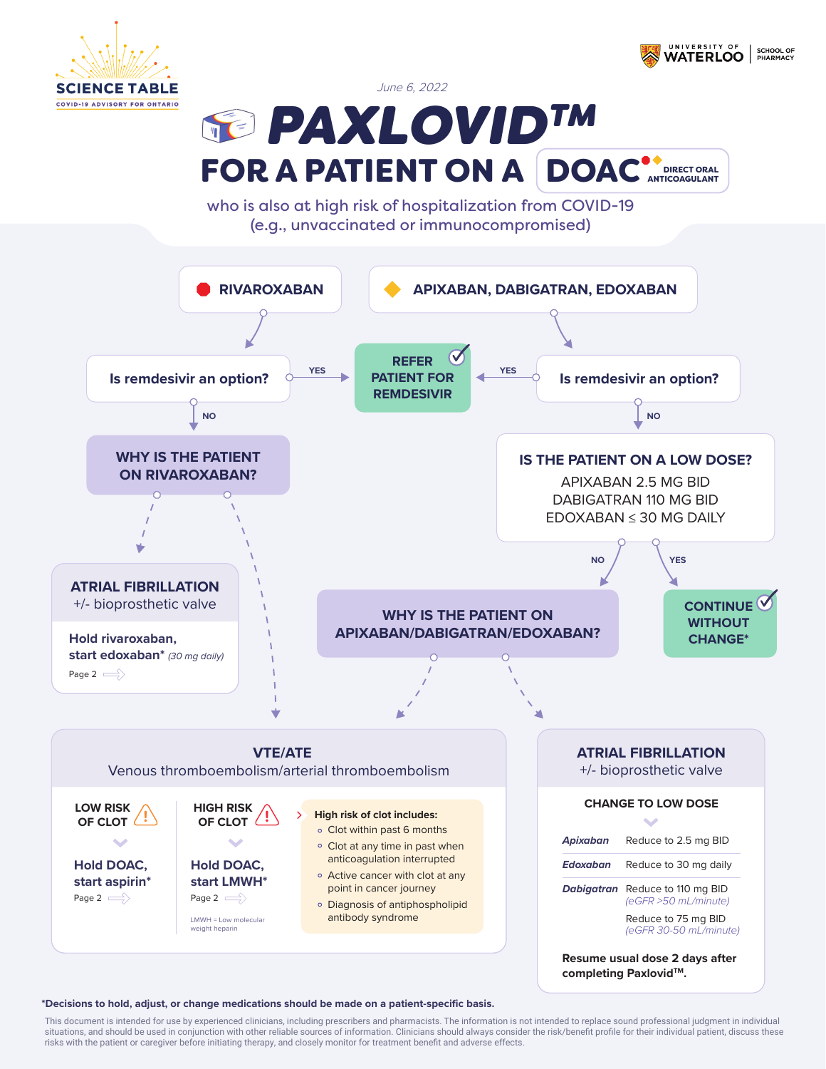SCIENCE TABLE
COVID-19 ADVISORY FOR ONTARIO

UNIVERSITY OF WATERLOO | SCHOOL OF PHARMACY

June 6, 2022

# PAXLOVID™ FOR A PATIENT ON A DOAC (DIRECT ORAL ANTICOAGULANT)

who is also at high risk of hospitalization from COVID-19
(e.g., unvaccinated or immunocompromised)

## RIVAROXABAN

**Is remdesivir an option?**

- YES → **REFER PATIENT FOR REMDESIVIR**
- NO → **WHY IS THE PATIENT ON RIVAROXABAN?**
  - **ATRIAL FIBRILLATION** +/- bioprosthetic valve
    - **Hold rivaroxaban, start edoxaban*** *(30 mg daily)*
    - Page 2
  - **VTE/ATE**

## APIXABAN, DABIGATRAN, EDOXABAN

**Is remdesivir an option?**

- YES → **REFER PATIENT FOR REMDESIVIR**
- NO → **IS THE PATIENT ON A LOW DOSE?**
  - APIXABAN 2.5 MG BID
  - DABIGATRAN 110 MG BID
  - EDOXABAN ≤ 30 MG DAILY
  - YES → **CONTINUE WITHOUT CHANGE***
  - NO → **WHY IS THE PATIENT ON APIXABAN/DABIGATRAN/EDOXABAN?**
    - **VTE/ATE**
    - **ATRIAL FIBRILLATION** +/- bioprosthetic valve

## VTE/ATE

Venous thromboembolism/arterial thromboembolism

**LOW RISK OF CLOT**

**Hold DOAC, start aspirin***

Page 2

**HIGH RISK OF CLOT**

**Hold DOAC, start LMWH***

Page 2

LMWH = Low molecular weight heparin

**High risk of clot includes:**

- Clot within past 6 months
- Clot at any time in past when anticoagulation interrupted
- Active cancer with clot at any point in cancer journey
- Diagnosis of antiphospholipid antibody syndrome

## ATRIAL FIBRILLATION

+/- bioprosthetic valve

**CHANGE TO LOW DOSE**

| | |
|---|---|
| *Apixaban* | Reduce to 2.5 mg BID |
| *Edoxaban* | Reduce to 30 mg daily |
| *Dabigatran* | Reduce to 110 mg BID *(eGFR >50 mL/minute)* |
| | Reduce to 75 mg BID *(eGFR 30-50 mL/minute)* |

**Resume usual dose 2 days after completing Paxlovid™.**

**\*Decisions to hold, adjust, or change medications should be made on a patient-specific basis.**

This document is intended for use by experienced clinicians, including prescribers and pharmacists. The information is not intended to replace sound professional judgment in individual situations, and should be used in conjunction with other reliable sources of information. Clinicians should always consider the risk/benefit profile for their individual patient, discuss these risks with the patient or caregiver before initiating therapy, and closely monitor for treatment benefit and adverse effects.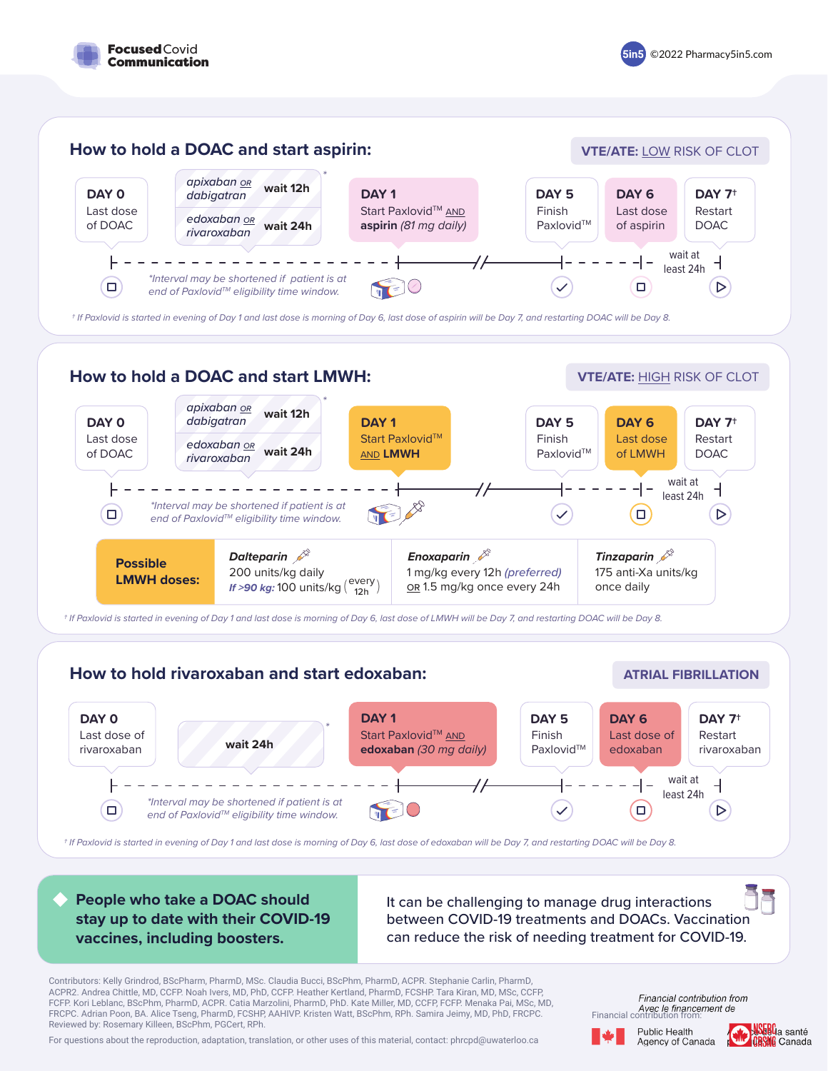**Focused** Covid **Communication**

©2022 Pharmacy5in5.com

## How to hold a DOAC and start aspirin:

**VTE/ATE: LOW RISK OF CLOT**

**DAY 0**
Last dose of DOAC

*apixaban OR dabigatran* — **wait 12h**
*edoxaban OR rivaroxaban* — **wait 24h** *

**DAY 1**
Start Paxlovid™ AND **aspirin** *(81 mg daily)*

**DAY 5**
Finish Paxlovid™

**DAY 6**
Last dose of aspirin

wait at least 24h

**DAY 7†**
Restart DOAC

*\*Interval may be shortened if patient is at end of Paxlovid™ eligibility time window.*

*† If Paxlovid is started in evening of Day 1 and last dose is morning of Day 6, last dose of aspirin will be Day 7, and restarting DOAC will be Day 8.*

## How to hold a DOAC and start LMWH:

**VTE/ATE: HIGH RISK OF CLOT**

**DAY 0**
Last dose of DOAC

*apixaban OR dabigatran* — **wait 12h**
*edoxaban OR rivaroxaban* — **wait 24h** *

**DAY 1**
Start Paxlovid™ AND **LMWH**

**DAY 5**
Finish Paxlovid™

**DAY 6**
Last dose of LMWH

wait at least 24h

**DAY 7†**
Restart DOAC

*\*Interval may be shortened if patient is at end of Paxlovid™ eligibility time window.*

| **Possible LMWH doses:** | ***Dalteparin*** | ***Enoxaparin*** | ***Tinzaparin*** |
|---|---|---|---|
| | 200 units/kg daily; ***If >90 kg:*** 100 units/kg (every 12h) | 1 mg/kg every 12h *(preferred)* OR 1.5 mg/kg once every 24h | 175 anti-Xa units/kg once daily |

*† If Paxlovid is started in evening of Day 1 and last dose is morning of Day 6, last dose of LMWH will be Day 7, and restarting DOAC will be Day 8.*

## How to hold rivaroxaban and start edoxaban:

**ATRIAL FIBRILLATION**

**DAY 0**
Last dose of rivaroxaban

**wait 24h** *

**DAY 1**
Start Paxlovid™ AND **edoxaban** *(30 mg daily)*

**DAY 5**
Finish Paxlovid™

**DAY 6**
Last dose of edoxaban

wait at least 24h

**DAY 7†**
Restart rivaroxaban

*\*Interval may be shortened if patient is at end of Paxlovid™ eligibility time window.*

*† If Paxlovid is started in evening of Day 1 and last dose is morning of Day 6, last dose of edoxaban will be Day 7, and restarting DOAC will be Day 8.*

**People who take a DOAC should stay up to date with their COVID-19 vaccines, including boosters.**

It can be challenging to manage drug interactions between COVID-19 treatments and DOACs. Vaccination can reduce the risk of needing treatment for COVID-19.

Contributors: Kelly Grindrod, BScPharm, PharmD, MSc. Claudia Bucci, BScPhm, PharmD, ACPR. Stephanie Carlin, PharmD, ACPR2. Andrea Chittle, MD, CCFP. Noah Ivers, MD, PhD, CCFP. Heather Kertland, PharmD, FCSHP. Tara Kiran, MD, MSc, CCFP, FCFP. Kori Leblanc, BScPhm, PharmD, ACPR. Catia Marzolini, PharmD, PhD. Kate Miller, MD, CCFP, FCFP. Menaka Pai, MSc, MD, FRCPC. Adrian Poon, BA. Alice Tseng, PharmD, FCSHP, AAHIVP. Kristen Watt, BScPhm, RPh. Samira Jeimy, MD, PhD, FRCPC. Reviewed by: Rosemary Killeen, BScPhm, PGCert, RPh.

For questions about the reproduction, adaptation, translation, or other uses of this material, contact: phrcpd@uwaterloo.ca

*Financial contribution from / Avec le financement de*
Public Health Agency of Canada / Agence de la santé publique du Canada